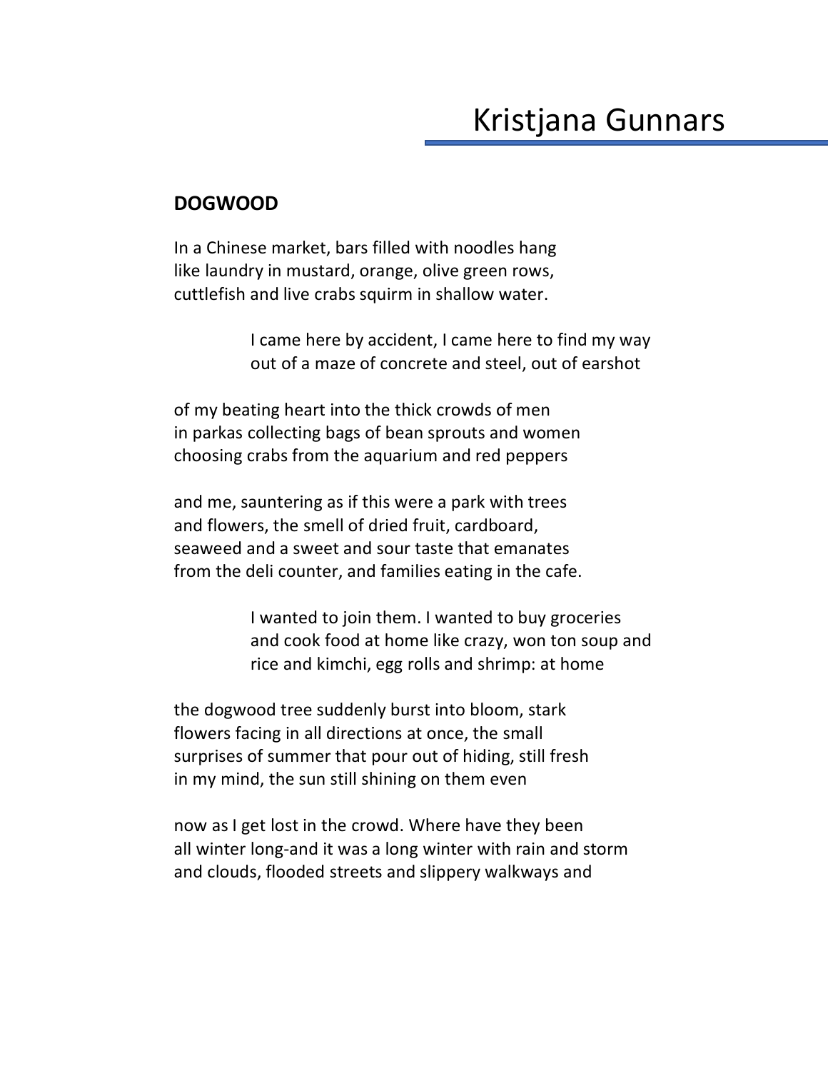# Kristjana Gunnars

## DOGWOOD

In a Chinese market, bars filled with noodles hang
like laundry in mustard, orange, olive green rows,
cuttlefish and live crabs squirm in shallow water.

> I came here by accident, I came here to find my way
> out of a maze of concrete and steel, out of earshot

of my beating heart into the thick crowds of men
in parkas collecting bags of bean sprouts and women
choosing crabs from the aquarium and red peppers

and me, sauntering as if this were a park with trees
and flowers, the smell of dried fruit, cardboard,
seaweed and a sweet and sour taste that emanates
from the deli counter, and families eating in the cafe.

> I wanted to join them. I wanted to buy groceries
> and cook food at home like crazy, won ton soup and
> rice and kimchi, egg rolls and shrimp: at home

the dogwood tree suddenly burst into bloom, stark
flowers facing in all directions at once, the small
surprises of summer that pour out of hiding, still fresh
in my mind, the sun still shining on them even

now as I get lost in the crowd. Where have they been
all winter long-and it was a long winter with rain and storm
and clouds, flooded streets and slippery walkways and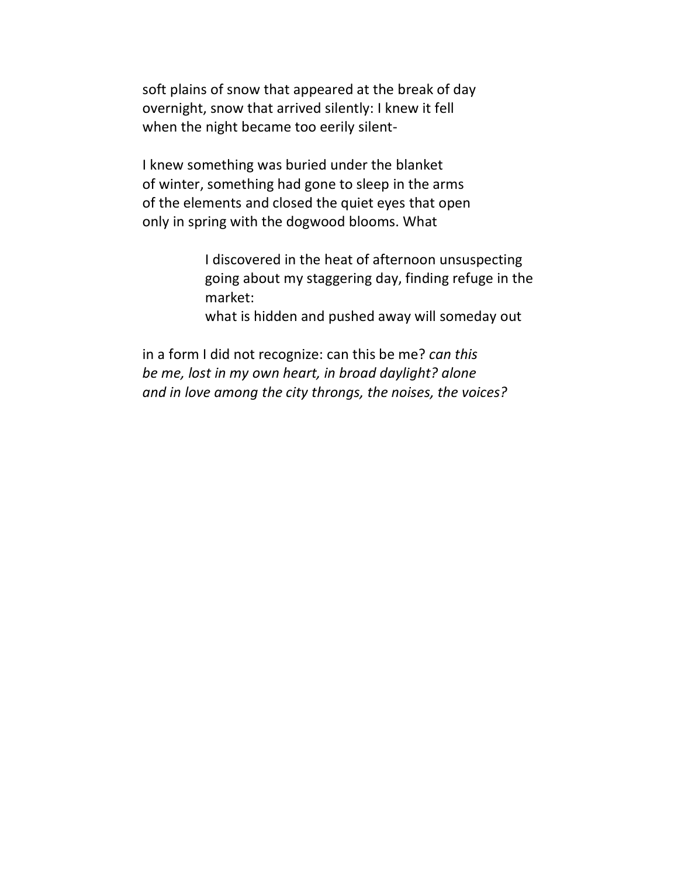soft plains of snow that appeared at the break of day  
overnight, snow that arrived silently: I knew it fell  
when the night became too eerily silent-

I knew something was buried under the blanket  
of winter, something had gone to sleep in the arms  
of the elements and closed the quiet eyes that open  
only in spring with the dogwood blooms. What

> I discovered in the heat of afternoon unsuspecting  
> going about my staggering day, finding refuge in the  
> market:  
> what is hidden and pushed away will someday out

in a form I did not recognize: can this be me? *can this*  
*be me, lost in my own heart, in broad daylight? alone*  
*and in love among the city throngs, the noises, the voices?*